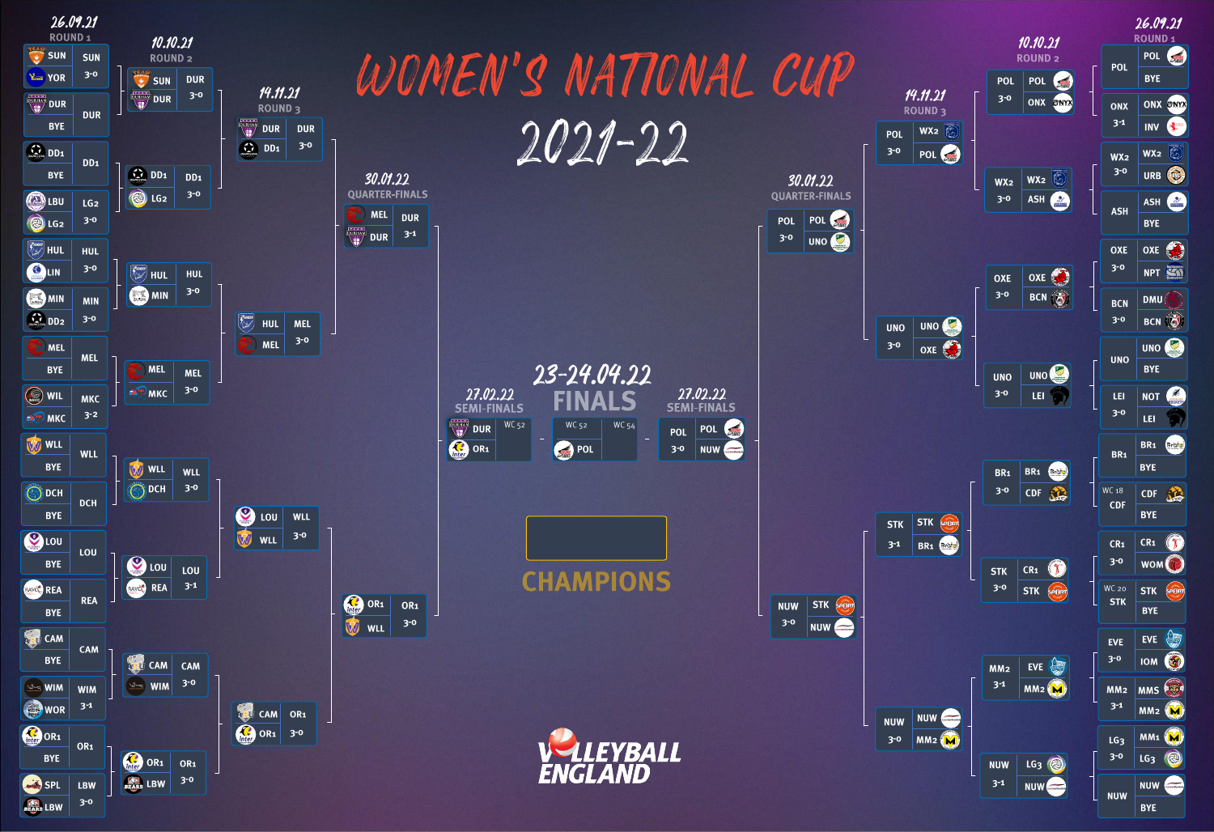# WOMEN'S NATIONAL CUP 2021-22

## Left side of bracket

### Round 1 — 26.09.21

| Home | Away | Winner | Score |
|---|---|---|---|
| SUN | YOR | SUN | 3-0 |
| DUR | BYE | DUR | |
| DD1 | BYE | DD1 | |
| LBU | LG2 | LG2 | 3-0 |
| HUL | LIN | HUL | 3-0 |
| MIN | DD2 | MIN | 3-0 |
| MEL | BYE | MEL | |
| WIL | MKC | MKC | 3-2 |
| WLL | BYE | WLL | |
| DCH | BYE | DCH | |
| LOU | BYE | LOU | |
| REA | BYE | REA | |
| CAM | BYE | CAM | |
| WIM | WOR | WIM | 3-1 |
| OR1 | BYE | OR1 | |
| SPL | LBW | LBW | 3-0 |

### Round 2 — 10.10.21

| Home | Away | Winner | Score |
|---|---|---|---|
| SUN | DUR | DUR | 3-0 |
| DD1 | LG2 | DD1 | 3-0 |
| HUL | MIN | HUL | 3-0 |
| MEL | MKC | MEL | 3-0 |
| WLL | DCH | WLL | 3-0 |
| LOU | REA | LOU | 3-1 |
| CAM | WIM | CAM | 3-0 |
| OR1 | LBW | OR1 | 3-0 |

### Round 3 — 14.11.21

| Home | Away | Winner | Score |
|---|---|---|---|
| DUR | DD1 | DUR | 3-0 |
| HUL | MEL | MEL | 3-0 |
| LOU | WLL | WLL | 3-0 |
| CAM | OR1 | OR1 | 3-0 |

### Quarter-Finals — 30.01.22

| Home | Away | Winner | Score |
|---|---|---|---|
| MEL | DUR | DUR | 3-1 |
| OR1 | WLL | OR1 | 3-0 |

### Semi-Finals — 27.02.22

| Home | Away | Winner |
|---|---|---|
| DUR | OR1 | WC 52 |

## Right side of bracket

### Round 1 — 26.09.21

| Home | Away | Winner | Score |
|---|---|---|---|
| POL | BYE | POL | |
| ONX | INV | ONX | 3-1 |
| WX2 | URB | WX2 | 3-0 |
| ASH | BYE | ASH | |
| OXE | NPT | OXE | 3-0 |
| DMU | BCN | BCN | 3-0 |
| UNO | BYE | UNO | |
| NOT | LEI | LEI | 3-0 |
| BR1 | BYE | BR1 | |
| CDF | BYE | CDF (WC 18) | |
| CR1 | WOM | CR1 | 3-0 |
| STK | BYE | STK (WC 20) | |
| EVE | IOM | EVE | 3-0 |
| MMS | MM2 | MM2 | 3-1 |
| MM1 | LG3 | LG3 | 3-0 |
| NUW | BYE | NUW | |

### Round 2 — 10.10.21

| Home | Away | Winner | Score |
|---|---|---|---|
| POL | ONX | POL | 3-0 |
| WX2 | ASH | WX2 | 3-0 |
| OXE | BCN | OXE | 3-0 |
| UNO | LEI | UNO | 3-0 |
| BR1 | CDF | BR1 | 3-0 |
| CR1 | STK | STK | 3-0 |
| EVE | MM2 | MM2 | 3-1 |
| LG3 | NUW | NUW | 3-1 |

### Round 3 — 14.11.21

| Home | Away | Winner | Score |
|---|---|---|---|
| WX2 | POL | POL | 3-0 |
| UNO | OXE | UNO | 3-0 |
| STK | BR1 | STK | 3-1 |
| NUW | MM2 | NUW | 3-0 |

### Quarter-Finals — 30.01.22

| Home | Away | Winner | Score |
|---|---|---|---|
| POL | UNO | POL | 3-0 |
| STK | NUW | NUW | 3-0 |

### Semi-Finals — 27.02.22

| Home | Away | Winner | Score |
|---|---|---|---|
| POL | NUW | POL | 3-0 |

## Finals — 23-24.04.22

| WC 52 | WC 54 |
|---|---|
| | POL |

**CHAMPIONS**

VOLLEYBALL ENGLAND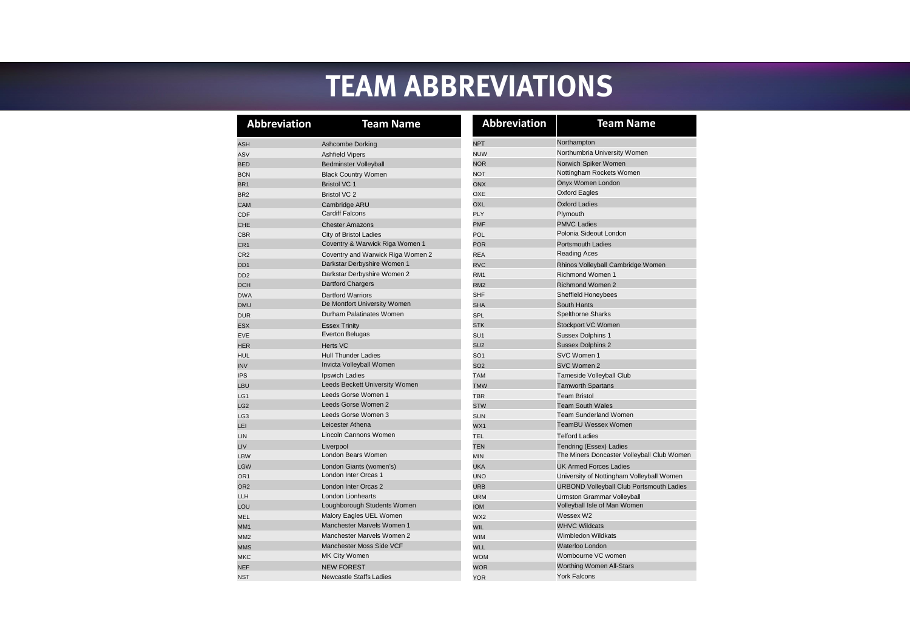# TEAM ABBREVIATIONS

| Abbreviation | Team Name |
|---|---|
| ASH | Ashcombe Dorking |
| ASV | Ashfield Vipers |
| BED | Bedminster Volleyball |
| BCN | Black Country Women |
| BR1 | Bristol VC 1 |
| BR2 | Bristol VC 2 |
| CAM | Cambridge ARU |
| CDF | Cardiff Falcons |
| CHE | Chester Amazons |
| CBR | City of Bristol Ladies |
| CR1 | Coventry & Warwick Riga Women 1 |
| CR2 | Coventry and Warwick Riga Women 2 |
| DD1 | Darkstar Derbyshire Women 1 |
| DD2 | Darkstar Derbyshire Women 2 |
| DCH | Dartford Chargers |
| DWA | Dartford Warriors |
| DMU | De Montfort University Women |
| DUR | Durham Palatinates Women |
| ESX | Essex Trinity |
| EVE | Everton Belugas |
| HER | Herts VC |
| HUL | Hull Thunder Ladies |
| INV | Invicta Volleyball Women |
| IPS | Ipswich Ladies |
| LBU | Leeds Beckett University Women |
| LG1 | Leeds Gorse Women 1 |
| LG2 | Leeds Gorse Women 2 |
| LG3 | Leeds Gorse Women 3 |
| LEI | Leicester Athena |
| LIN | Lincoln Cannons Women |
| LIV | Liverpool |
| LBW | London Bears Women |
| LGW | London Giants (women's) |
| OR1 | London Inter Orcas 1 |
| OR2 | London Inter Orcas 2 |
| LLH | London Lionhearts |
| LOU | Loughborough Students Women |
| MEL | Malory Eagles UEL Women |
| MM1 | Manchester Marvels Women 1 |
| MM2 | Manchester Marvels Women 2 |
| MMS | Manchester Moss Side VCF |
| MKC | MK City Women |
| NEF | NEW FOREST |
| NST | Newcastle Staffs Ladies |
| NPT | Northampton |
| NUW | Northumbria University Women |
| NOR | Norwich Spiker Women |
| NOT | Nottingham Rockets Women |
| ONX | Onyx Women London |
| OXE | Oxford Eagles |
| OXL | Oxford Ladies |
| PLY | Plymouth |
| PMF | PMVC Ladies |
| POL | Polonia Sideout London |
| POR | Portsmouth Ladies |
| REA | Reading Aces |
| RVC | Rhinos Volleyball Cambridge Women |
| RM1 | Richmond Women 1 |
| RM2 | Richmond Women 2 |
| SHF | Sheffield Honeybees |
| SHA | South Hants |
| SPL | Spelthorne Sharks |
| STK | Stockport VC Women |
| SU1 | Sussex Dolphins 1 |
| SU2 | Sussex Dolphins 2 |
| SO1 | SVC Women 1 |
| SO2 | SVC Women 2 |
| TAM | Tameside Volleyball Club |
| TMW | Tamworth Spartans |
| TBR | Team Bristol |
| STW | Team South Wales |
| SUN | Team Sunderland Women |
| WX1 | TeamBU Wessex Women |
| TEL | Telford Ladies |
| TEN | Tendring (Essex) Ladies |
| MIN | The Miners Doncaster Volleyball Club Women |
| UKA | UK Armed Forces Ladies |
| UNO | University of Nottingham Volleyball Women |
| URB | URBOND Volleyball Club Portsmouth Ladies |
| URM | Urmston Grammar Volleyball |
| IOM | Volleyball Isle of Man Women |
| WX2 | Wessex W2 |
| WIL | WHVC Wildcats |
| WIM | Wimbledon Wildkats |
| WLL | Waterloo London |
| WOM | Wombourne VC women |
| WOR | Worthing Women All-Stars |
| YOR | York Falcons |